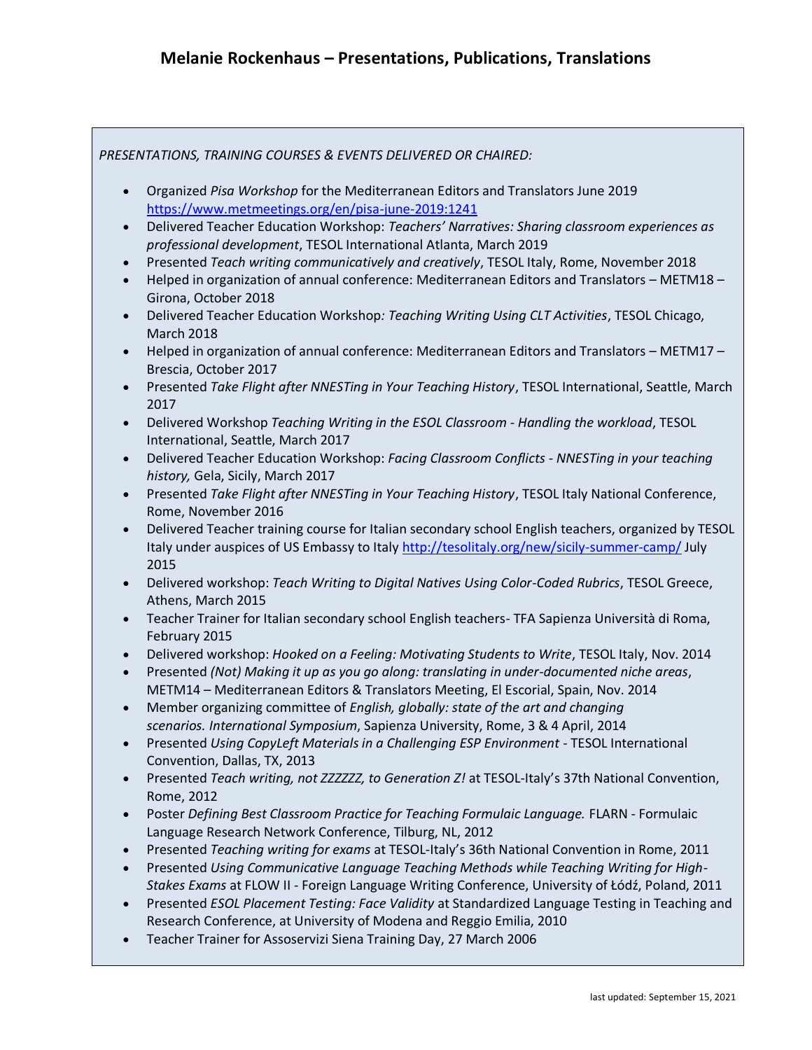# Melanie Rockenhaus – Presentations, Publications, Translations

*PRESENTATIONS, TRAINING COURSES & EVENTS DELIVERED OR CHAIRED:*

- Organized *Pisa Workshop* for the Mediterranean Editors and Translators June 2019 https://www.metmeetings.org/en/pisa-june-2019:1241
- Delivered Teacher Education Workshop: *Teachers' Narratives: Sharing classroom experiences as professional development*, TESOL International Atlanta, March 2019
- Presented *Teach writing communicatively and creatively*, TESOL Italy, Rome, November 2018
- Helped in organization of annual conference: Mediterranean Editors and Translators – METM18 – Girona, October 2018
- Delivered Teacher Education Workshop*: Teaching Writing Using CLT Activities*, TESOL Chicago, March 2018
- Helped in organization of annual conference: Mediterranean Editors and Translators – METM17 – Brescia, October 2017
- Presented *Take Flight after NNESTing in Your Teaching History*, TESOL International, Seattle, March 2017
- Delivered Workshop *Teaching Writing in the ESOL Classroom - Handling the workload*, TESOL International, Seattle, March 2017
- Delivered Teacher Education Workshop: *Facing Classroom Conflicts - NNESTing in your teaching history,* Gela, Sicily, March 2017
- Presented *Take Flight after NNESTing in Your Teaching History*, TESOL Italy National Conference, Rome, November 2016
- Delivered Teacher training course for Italian secondary school English teachers, organized by TESOL Italy under auspices of US Embassy to Italy http://tesolitaly.org/new/sicily-summer-camp/ July 2015
- Delivered workshop: *Teach Writing to Digital Natives Using Color-Coded Rubrics*, TESOL Greece, Athens, March 2015
- Teacher Trainer for Italian secondary school English teachers- TFA Sapienza Università di Roma, February 2015
- Delivered workshop: *Hooked on a Feeling: Motivating Students to Write*, TESOL Italy, Nov. 2014
- Presented *(Not) Making it up as you go along: translating in under-documented niche areas*, METM14 – Mediterranean Editors & Translators Meeting, El Escorial, Spain, Nov. 2014
- Member organizing committee of *English, globally: state of the art and changing scenarios. International Symposium*, Sapienza University, Rome, 3 & 4 April, 2014
- Presented *Using CopyLeft Materials in a Challenging ESP Environment* - TESOL International Convention, Dallas, TX, 2013
- Presented *Teach writing, not ZZZZZZ, to Generation Z!* at TESOL-Italy's 37th National Convention, Rome, 2012
- Poster *Defining Best Classroom Practice for Teaching Formulaic Language.* FLARN - Formulaic Language Research Network Conference, Tilburg, NL, 2012
- Presented *Teaching writing for exams* at TESOL-Italy's 36th National Convention in Rome, 2011
- Presented *Using Communicative Language Teaching Methods while Teaching Writing for High-Stakes Exams* at FLOW II - Foreign Language Writing Conference, University of Łódź, Poland, 2011
- Presented *ESOL Placement Testing: Face Validity* at Standardized Language Testing in Teaching and Research Conference, at University of Modena and Reggio Emilia, 2010
- Teacher Trainer for Assoservizi Siena Training Day, 27 March 2006

last updated: September 15, 2021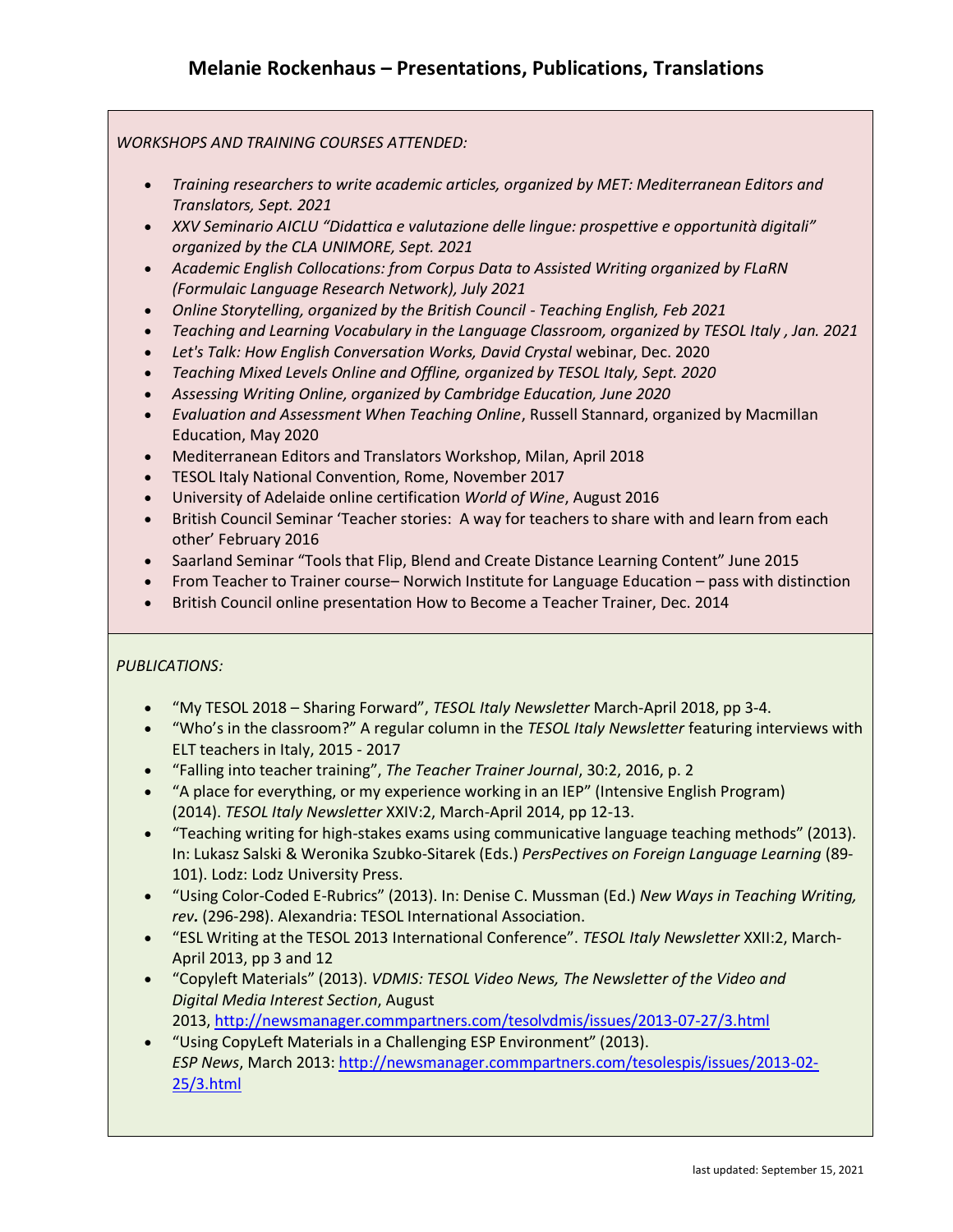# Melanie Rockenhaus – Presentations, Publications, Translations

*WORKSHOPS AND TRAINING COURSES ATTENDED:*

- *Training researchers to write academic articles, organized by MET: Mediterranean Editors and Translators, Sept. 2021*
- *XXV Seminario AICLU "Didattica e valutazione delle lingue: prospettive e opportunità digitali" organized by the CLA UNIMORE, Sept. 2021*
- *Academic English Collocations: from Corpus Data to Assisted Writing organized by FLaRN (Formulaic Language Research Network), July 2021*
- *Online Storytelling, organized by the British Council - Teaching English, Feb 2021*
- *Teaching and Learning Vocabulary in the Language Classroom, organized by TESOL Italy , Jan. 2021*
- *Let's Talk: How English Conversation Works, David Crystal* webinar, Dec. 2020
- *Teaching Mixed Levels Online and Offline, organized by TESOL Italy, Sept. 2020*
- *Assessing Writing Online, organized by Cambridge Education, June 2020*
- *Evaluation and Assessment When Teaching Online*, Russell Stannard, organized by Macmillan Education, May 2020
- Mediterranean Editors and Translators Workshop, Milan, April 2018
- TESOL Italy National Convention, Rome, November 2017
- University of Adelaide online certification *World of Wine*, August 2016
- British Council Seminar 'Teacher stories: A way for teachers to share with and learn from each other' February 2016
- Saarland Seminar "Tools that Flip, Blend and Create Distance Learning Content" June 2015
- From Teacher to Trainer course– Norwich Institute for Language Education – pass with distinction
- British Council online presentation How to Become a Teacher Trainer, Dec. 2014

*PUBLICATIONS:*

- "My TESOL 2018 – Sharing Forward", *TESOL Italy Newsletter* March-April 2018, pp 3-4.
- "Who's in the classroom?" A regular column in the *TESOL Italy Newsletter* featuring interviews with ELT teachers in Italy, 2015 - 2017
- "Falling into teacher training", *The Teacher Trainer Journal*, 30:2, 2016, p. 2
- "A place for everything, or my experience working in an IEP" (Intensive English Program) (2014). *TESOL Italy Newsletter* XXIV:2, March-April 2014, pp 12-13.
- "Teaching writing for high-stakes exams using communicative language teaching methods" (2013). In: Lukasz Salski & Weronika Szubko-Sitarek (Eds.) *PersPectives on Foreign Language Learning* (89-101). Lodz: Lodz University Press.
- "Using Color-Coded E-Rubrics" (2013). In: Denise C. Mussman (Ed.) *New Ways in Teaching Writing, rev.* (296-298). Alexandria: TESOL International Association.
- "ESL Writing at the TESOL 2013 International Conference". *TESOL Italy Newsletter* XXII:2, March-April 2013, pp 3 and 12
- "Copyleft Materials" (2013). *VDMIS: TESOL Video News, The Newsletter of the Video and Digital Media Interest Section*, August 2013, http://newsmanager.commpartners.com/tesolvdmis/issues/2013-07-27/3.html
- "Using CopyLeft Materials in a Challenging ESP Environment" (2013). *ESP News*, March 2013: http://newsmanager.commpartners.com/tesolespis/issues/2013-02-25/3.html

last updated: September 15, 2021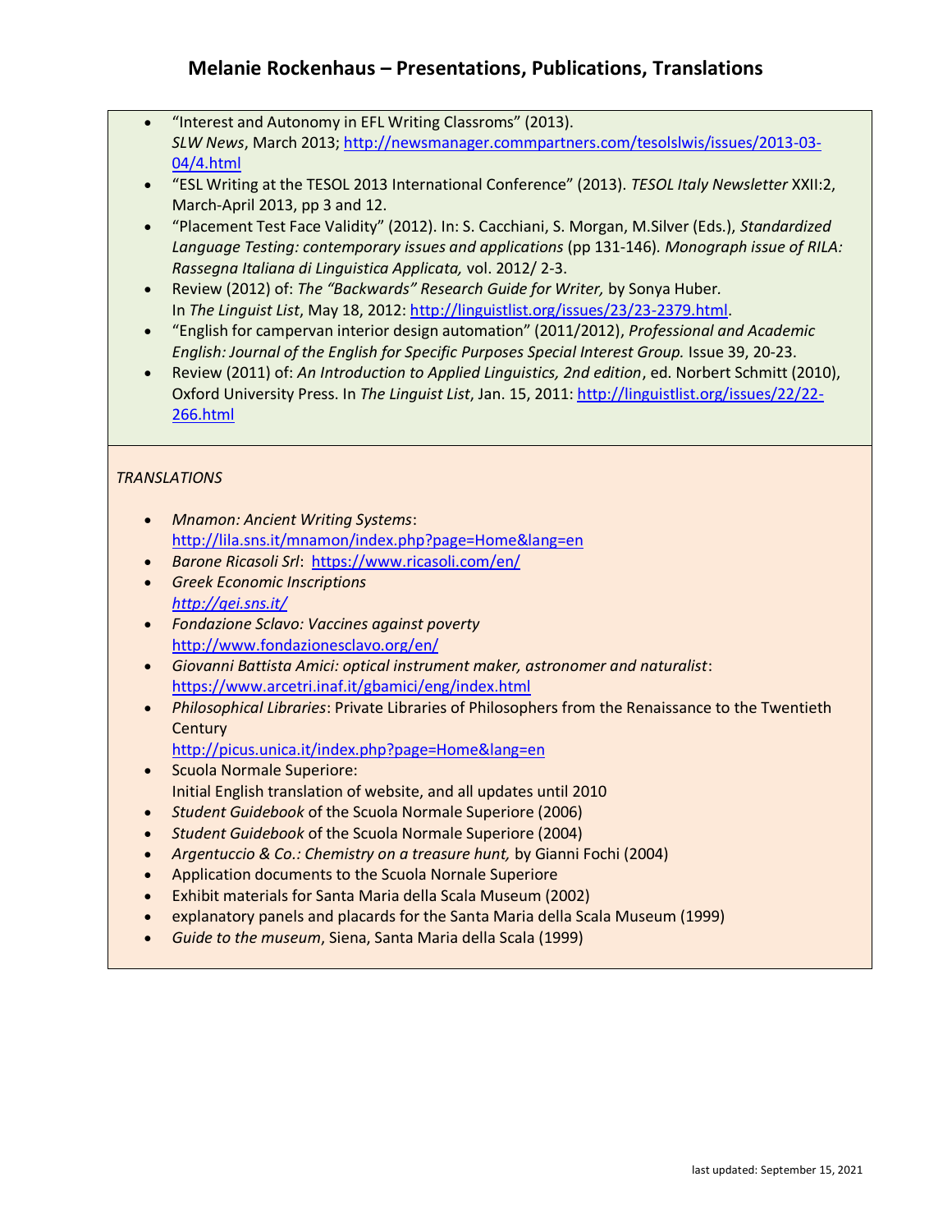- "Interest and Autonomy in EFL Writing Classrooms" (2013). *SLW News*, March 2013; http://newsmanager.commpartners.com/tesolslwis/issues/2013-03-04/4.html
- "ESL Writing at the TESOL 2013 International Conference" (2013). *TESOL Italy Newsletter* XXII:2, March-April 2013, pp 3 and 12.
- "Placement Test Face Validity" (2012). In: S. Cacchiani, S. Morgan, M.Silver (Eds.), *Standardized Language Testing: contemporary issues and applications* (pp 131-146). *Monograph issue of RILA: Rassegna Italiana di Linguistica Applicata,* vol. 2012/ 2-3.
- Review (2012) of: *The "Backwards" Research Guide for Writer,* by Sonya Huber. In *The Linguist List*, May 18, 2012: http://linguistlist.org/issues/23/23-2379.html.
- "English for campervan interior design automation" (2011/2012), *Professional and Academic English: Journal of the English for Specific Purposes Special Interest Group.* Issue 39, 20-23.
- Review (2011) of: *An Introduction to Applied Linguistics, 2nd edition*, ed. Norbert Schmitt (2010), Oxford University Press. In *The Linguist List*, Jan. 15, 2011: http://linguistlist.org/issues/22/22-266.html

*TRANSLATIONS*

- *Mnamon: Ancient Writing Systems*: http://lila.sns.it/mnamon/index.php?page=Home&lang=en
- *Barone Ricasoli Srl*: https://www.ricasoli.com/en/
- *Greek Economic Inscriptions* *http://gei.sns.it/*
- *Fondazione Sclavo: Vaccines against poverty* http://www.fondazionesclavo.org/en/
- *Giovanni Battista Amici: optical instrument maker, astronomer and naturalist*: https://www.arcetri.inaf.it/gbamici/eng/index.html
- *Philosophical Libraries*: Private Libraries of Philosophers from the Renaissance to the Twentieth Century http://picus.unica.it/index.php?page=Home&lang=en
- Scuola Normale Superiore: Initial English translation of website, and all updates until 2010
- *Student Guidebook* of the Scuola Normale Superiore (2006)
- *Student Guidebook* of the Scuola Normale Superiore (2004)
- *Argentuccio & Co.: Chemistry on a treasure hunt,* by Gianni Fochi (2004)
- Application documents to the Scuola Nornale Superiore
- Exhibit materials for Santa Maria della Scala Museum (2002)
- explanatory panels and placards for the Santa Maria della Scala Museum (1999)
- *Guide to the museum*, Siena, Santa Maria della Scala (1999)

last updated: September 15, 2021